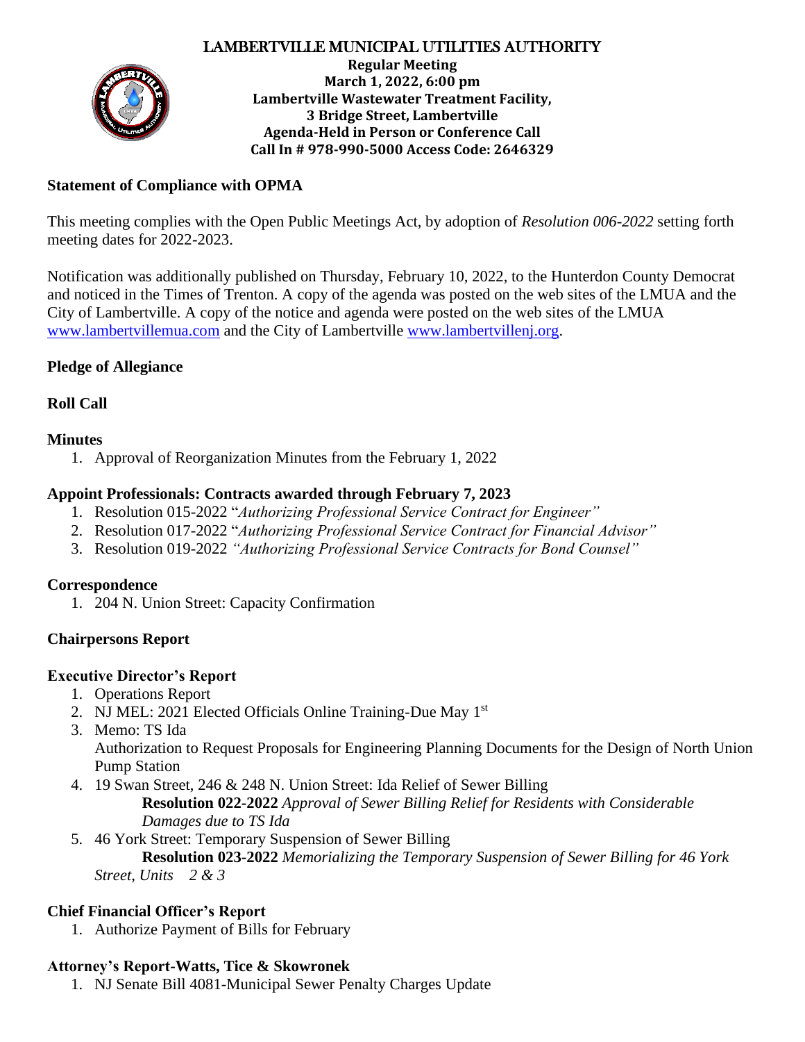# LAMBERTVILLE MUNICIPAL UTILITIES AUTHORITY

**Regular Meeting**
**March 1, 2022, 6:00 pm**
**Lambertville Wastewater Treatment Facility,**
**3 Bridge Street, Lambertville**
**Agenda-Held in Person or Conference Call**
**Call In # 978-990-5000 Access Code: 2646329**

## Statement of Compliance with OPMA

This meeting complies with the Open Public Meetings Act, by adoption of *Resolution 006-2022* setting forth meeting dates for 2022-2023.

Notification was additionally published on Thursday, February 10, 2022, to the Hunterdon County Democrat and noticed in the Times of Trenton. A copy of the agenda was posted on the web sites of the LMUA and the City of Lambertville. A copy of the notice and agenda were posted on the web sites of the LMUA www.lambertvillemua.com and the City of Lambertville www.lambertvillenj.org.

## Pledge of Allegiance

## Roll Call

## Minutes

1. Approval of Reorganization Minutes from the February 1, 2022

## Appoint Professionals: Contracts awarded through February 7, 2023

1. Resolution 015-2022 "*Authorizing Professional Service Contract for Engineer"*
2. Resolution 017-2022 "*Authorizing Professional Service Contract for Financial Advisor"*
3. Resolution 019-2022 *"Authorizing Professional Service Contracts for Bond Counsel"*

## Correspondence

1. 204 N. Union Street: Capacity Confirmation

## Chairpersons Report

## Executive Director's Report

1. Operations Report
2. NJ MEL: 2021 Elected Officials Online Training-Due May 1st
3. Memo: TS Ida
   Authorization to Request Proposals for Engineering Planning Documents for the Design of North Union Pump Station
4. 19 Swan Street, 246 & 248 N. Union Street: Ida Relief of Sewer Billing
   **Resolution 022-2022** *Approval of Sewer Billing Relief for Residents with Considerable Damages due to TS Ida*
5. 46 York Street: Temporary Suspension of Sewer Billing
   **Resolution 023-2022** *Memorializing the Temporary Suspension of Sewer Billing for 46 York Street, Units 2 & 3*

## Chief Financial Officer's Report

1. Authorize Payment of Bills for February

## Attorney's Report-Watts, Tice & Skowronek

1. NJ Senate Bill 4081-Municipal Sewer Penalty Charges Update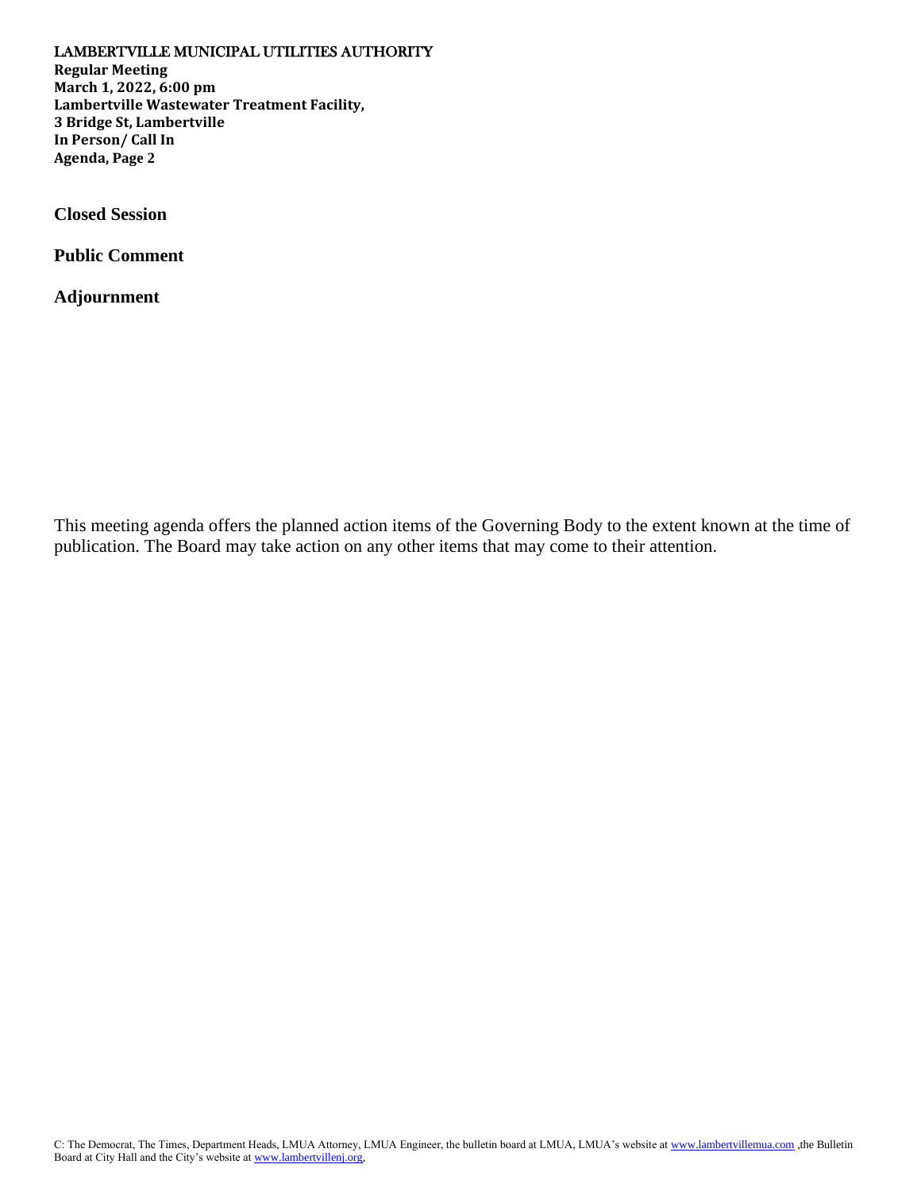**Closed Session**

**Public Comment**

**Adjournment**

This meeting agenda offers the planned action items of the Governing Body to the extent known at the time of publication. The Board may take action on any other items that may come to their attention.

C: The Democrat, The Times, Department Heads, LMUA Attorney, LMUA Engineer, the bulletin board at LMUA, LMUA's website at www.lambertvillemua.com ,the Bulletin Board at City Hall and the City's website at www.lambertvillenj.org,